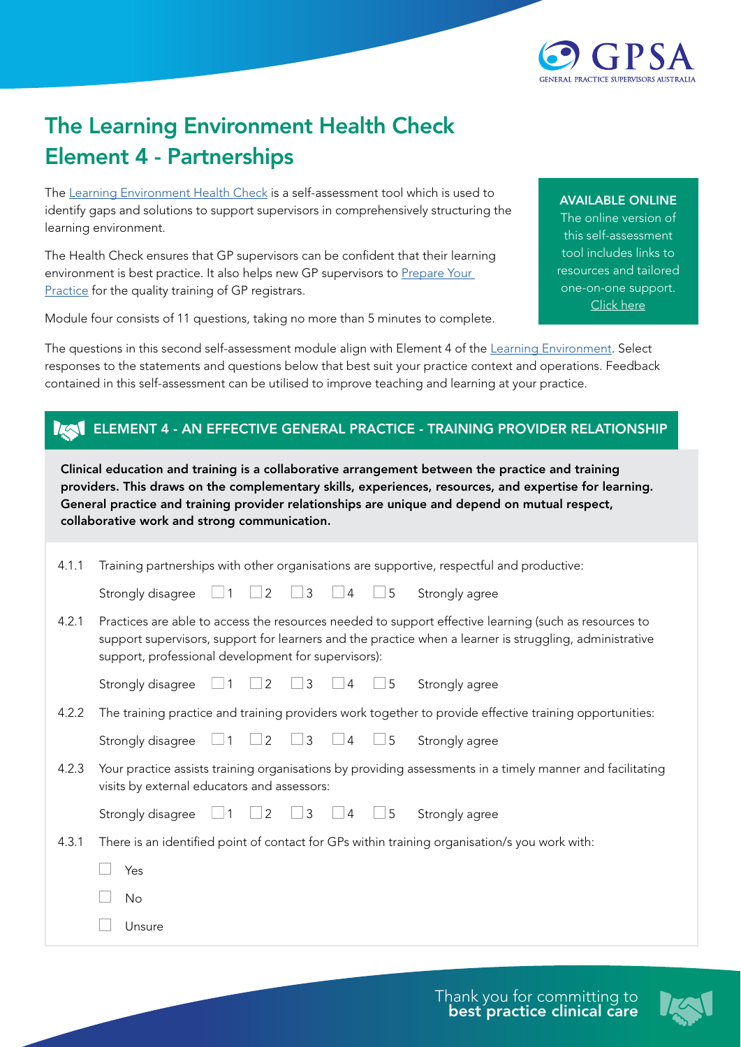# The Learning Environment Health Check
# Element 4 - Partnerships

The Learning Environment Health Check is a self-assessment tool which is used to identify gaps and solutions to support supervisors in comprehensively structuring the learning environment.

The Health Check ensures that GP supervisors can be confident that their learning environment is best practice. It also helps new GP supervisors to Prepare Your Practice for the quality training of GP registrars.

Module four consists of 11 questions, taking no more than 5 minutes to complete.

**AVAILABLE ONLINE**
The online version of this self-assessment tool includes links to resources and tailored one-on-one support.
Click here

The questions in this second self-assessment module align with Element 4 of the Learning Environment. Select responses to the statements and questions below that best suit your practice context and operations. Feedback contained in this self-assessment can be utilised to improve teaching and learning at your practice.

## ELEMENT 4 - AN EFFECTIVE GENERAL PRACTICE - TRAINING PROVIDER RELATIONSHIP

**Clinical education and training is a collaborative arrangement between the practice and training providers. This draws on the complementary skills, experiences, resources, and expertise for learning. General practice and training provider relationships are unique and depend on mutual respect, collaborative work and strong communication.**

4.1.1 Training partnerships with other organisations are supportive, respectful and productive:

Strongly disagree ☐ 1 ☐ 2 ☐ 3 ☐ 4 ☐ 5 Strongly agree

4.2.1 Practices are able to access the resources needed to support effective learning (such as resources to support supervisors, support for learners and the practice when a learner is struggling, administrative support, professional development for supervisors):

Strongly disagree ☐ 1 ☐ 2 ☐ 3 ☐ 4 ☐ 5 Strongly agree

4.2.2 The training practice and training providers work together to provide effective training opportunities:

Strongly disagree ☐ 1 ☐ 2 ☐ 3 ☐ 4 ☐ 5 Strongly agree

4.2.3 Your practice assists training organisations by providing assessments in a timely manner and facilitating visits by external educators and assessors:

Strongly disagree ☐ 1 ☐ 2 ☐ 3 ☐ 4 ☐ 5 Strongly agree

4.3.1 There is an identified point of contact for GPs within training organisation/s you work with:

☐ Yes

☐ No

☐ Unsure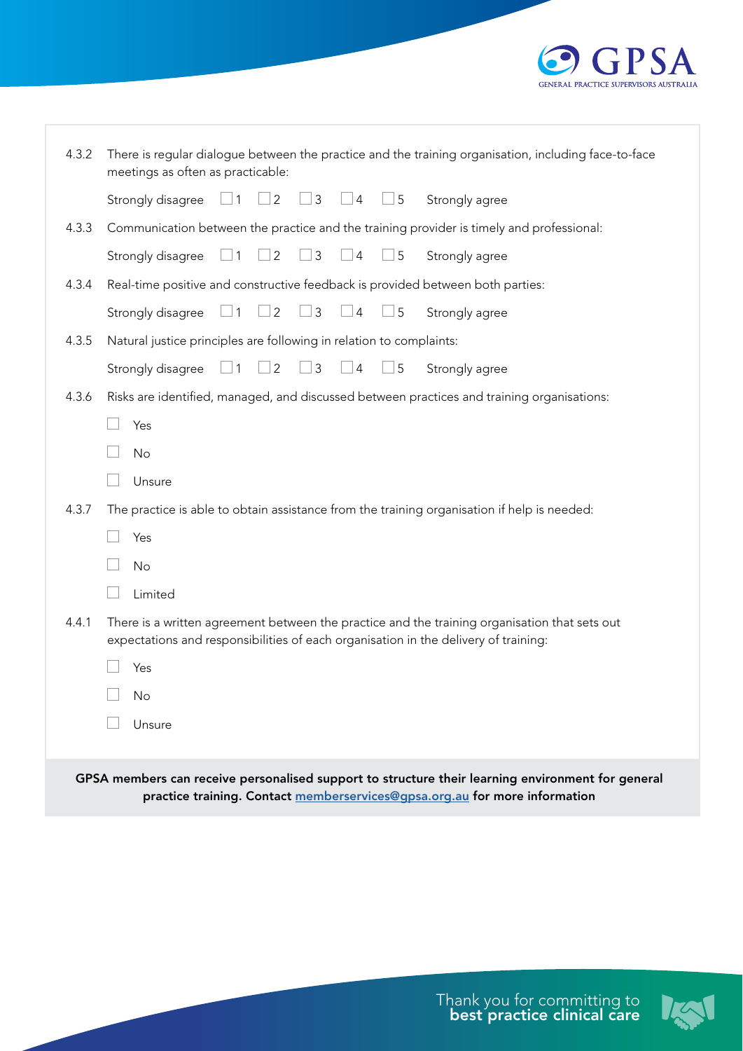4.3.2 There is regular dialogue between the practice and the training organisation, including face-to-face meetings as often as practicable:

Strongly disagree ☐ 1 ☐ 2 ☐ 3 ☐ 4 ☐ 5 Strongly agree

4.3.3 Communication between the practice and the training provider is timely and professional:

Strongly disagree ☐ 1 ☐ 2 ☐ 3 ☐ 4 ☐ 5 Strongly agree

4.3.4 Real-time positive and constructive feedback is provided between both parties:

Strongly disagree ☐ 1 ☐ 2 ☐ 3 ☐ 4 ☐ 5 Strongly agree

4.3.5 Natural justice principles are following in relation to complaints:

Strongly disagree ☐ 1 ☐ 2 ☐ 3 ☐ 4 ☐ 5 Strongly agree

4.3.6 Risks are identified, managed, and discussed between practices and training organisations:

☐ Yes

☐ No

☐ Unsure

4.3.7 The practice is able to obtain assistance from the training organisation if help is needed:

☐ Yes

☐ No

☐ Limited

4.4.1 There is a written agreement between the practice and the training organisation that sets out expectations and responsibilities of each organisation in the delivery of training:

☐ Yes

☐ No

☐ Unsure

**GPSA members can receive personalised support to structure their learning environment for general practice training. Contact memberservices@gpsa.org.au for more information**

Thank you for committing to **best practice clinical care**